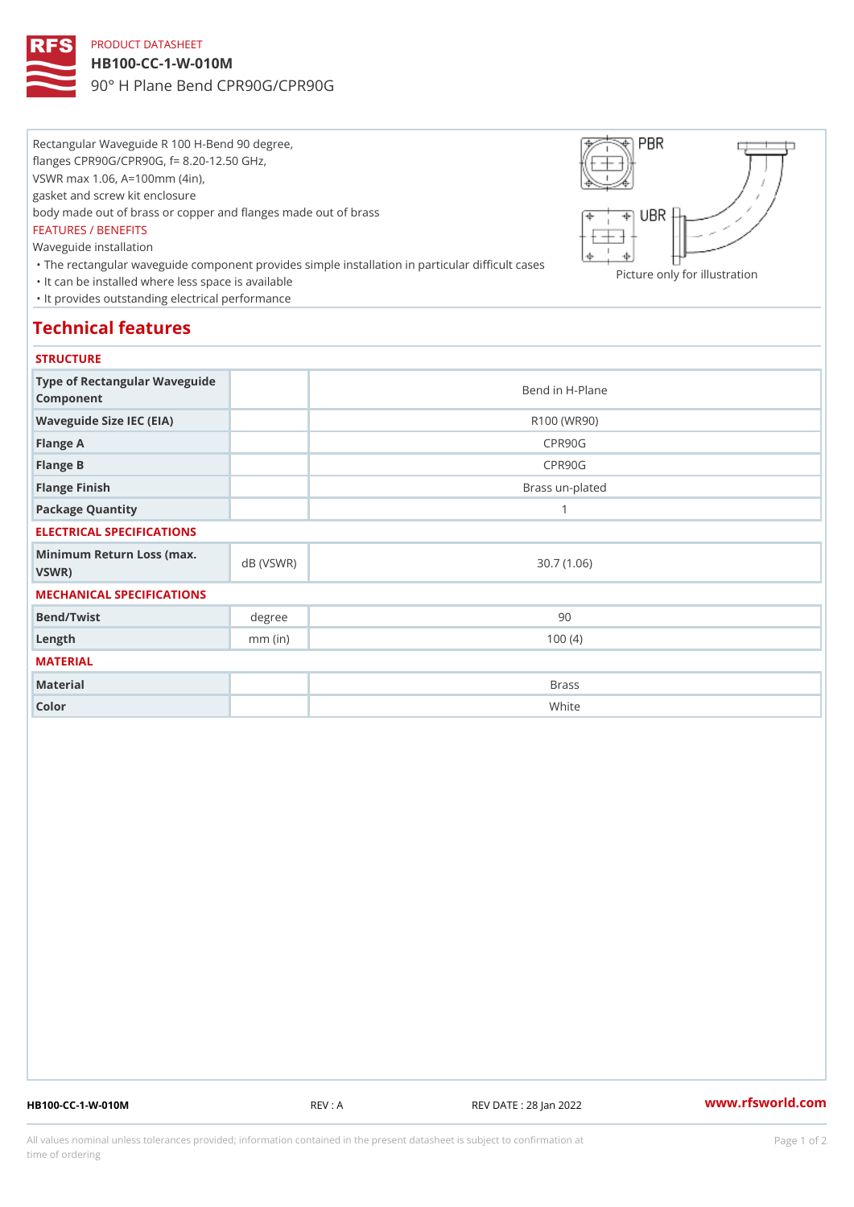PRODUCT DATASHEET

# HB100-CC-1-W-010M

90° H Plane Bend CPR90G/CPR90G

Rectangular Waveguide R 100 H-Bend 90 degree,
flanges CPR90G/CPR90G, f= 8.20-12.50 GHz,
VSWR max 1.06, A=100mm (4in),
gasket and screw kit enclosure
body made out of brass or copper and flanges made out of brass

FEATURES / BENEFITS

Waveguide installation

- The rectangular waveguide component provides simple installation in particular difficult cases
- It can be installed where less space is available
- It provides outstanding electrical performance

PBR

UBR

Picture only for illustration

## Technical features

### STRUCTURE

| | | |
|---|---|---|
| Type of Rectangular Waveguide Component | | Bend in H-Plane |
| Waveguide Size IEC (EIA) | | R100 (WR90) |
| Flange A | | CPR90G |
| Flange B | | CPR90G |
| Flange Finish | | Brass un-plated |
| Package Quantity | | 1 |

### ELECTRICAL SPECIFICATIONS

| | | |
|---|---|---|
| Minimum Return Loss (max. VSWR) | dB (VSWR) | 30.7 (1.06) |

### MECHANICAL SPECIFICATIONS

| | | |
|---|---|---|
| Bend/Twist | degree | 90 |
| Length | mm (in) | 100 (4) |

### MATERIAL

| | | |
|---|---|---|
| Material | | Brass |
| Color | | White |

HB100-CC-1-W-010M REV : A REV DATE : 28 Jan 2022 www.rfsworld.com

All values nominal unless tolerances provided; information contained in the present datasheet is subject to confirmation at time of ordering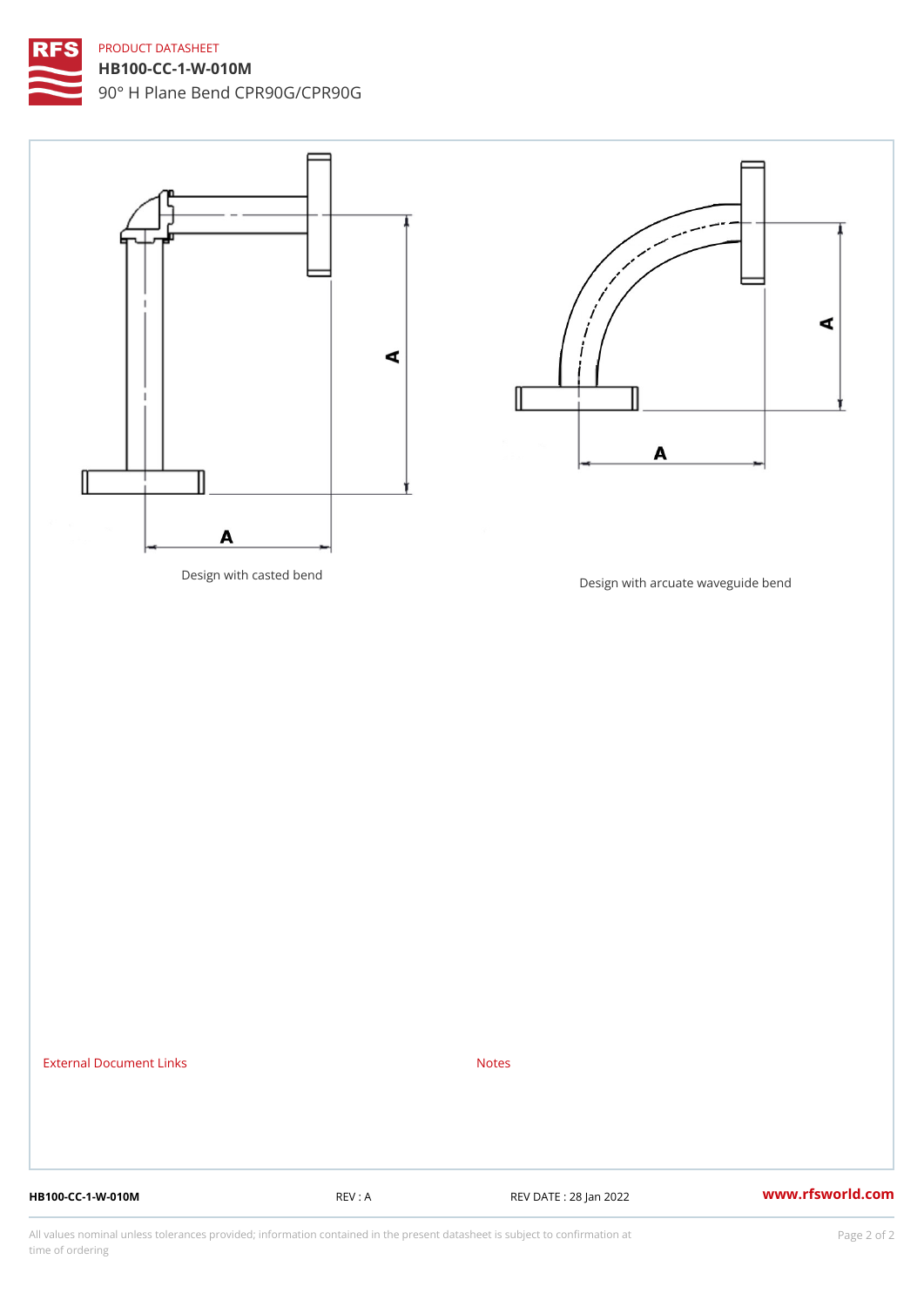PRODUCT DATASHEET

# HB100-CC-1-W-010M

90° H Plane Bend CPR90G/CPR90G

A

A

Design with casted bend

A

A

Design with arcuate waveguide bend

External Document Links

Notes

HB100-CC-1-W-010M REV : A REV DATE : 28 Jan 2022 www.rfsworld.com

All values nominal unless tolerances provided; information contained in the present datasheet is subject to confirmation at time of ordering